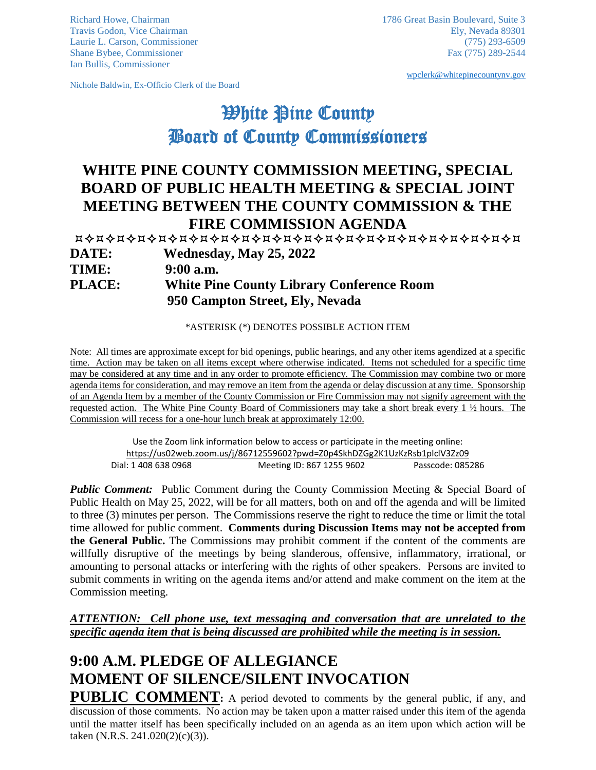Richard Howe, Chairman
Travis Godon, Vice Chairman
Laurie L. Carson, Commissioner
Shane Bybee, Commissioner
Ian Bullis, Commissioner

Nichole Baldwin, Ex-Officio Clerk of the Board

1786 Great Basin Boulevard, Suite 3
Ely, Nevada 89301
(775) 293-6509
Fax (775) 289-2544

wpclerk@whitepinecountynv.gov

# White Pine County
# Board of County Commissioners

## WHITE PINE COUNTY COMMISSION MEETING, SPECIAL BOARD OF PUBLIC HEALTH MEETING & SPECIAL JOINT MEETING BETWEEN THE COUNTY COMMISSION & THE FIRE COMMISSION AGENDA

**DATE:** **Wednesday, May 25, 2022**
**TIME:** **9:00 a.m.**
**PLACE:** **White Pine County Library Conference Room**
**950 Campton Street, Ely, Nevada**

*ASTERISK (*) DENOTES POSSIBLE ACTION ITEM

Note: All times are approximate except for bid openings, public hearings, and any other items agendized at a specific time. Action may be taken on all items except where otherwise indicated. Items not scheduled for a specific time may be considered at any time and in any order to promote efficiency. The Commission may combine two or more agenda items for consideration, and may remove an item from the agenda or delay discussion at any time. Sponsorship of an Agenda Item by a member of the County Commission or Fire Commission may not signify agreement with the requested action. The White Pine County Board of Commissioners may take a short break every 1 ½ hours. The Commission will recess for a one-hour lunch break at approximately 12:00.

Use the Zoom link information below to access or participate in the meeting online:
https://us02web.zoom.us/j/86712559602?pwd=Z0p4SkhDZGg2K1UzKzRsb1plclV3Zz09
Dial: 1 408 638 0968 Meeting ID: 867 1255 9602 Passcode: 085286

***Public Comment:*** Public Comment during the County Commission Meeting & Special Board of Public Health on May 25, 2022, will be for all matters, both on and off the agenda and will be limited to three (3) minutes per person. The Commissions reserve the right to reduce the time or limit the total time allowed for public comment. **Comments during Discussion Items may not be accepted from the General Public.** The Commissions may prohibit comment if the content of the comments are willfully disruptive of the meetings by being slanderous, offensive, inflammatory, irrational, or amounting to personal attacks or interfering with the rights of other speakers. Persons are invited to submit comments in writing on the agenda items and/or attend and make comment on the item at the Commission meeting.

***ATTENTION: Cell phone use, text messaging and conversation that are unrelated to the specific agenda item that is being discussed are prohibited while the meeting is in session.***

## 9:00 A.M. PLEDGE OF ALLEGIANCE
## MOMENT OF SILENCE/SILENT INVOCATION

**PUBLIC COMMENT**: A period devoted to comments by the general public, if any, and discussion of those comments. No action may be taken upon a matter raised under this item of the agenda until the matter itself has been specifically included on an agenda as an item upon which action will be taken (N.R.S. 241.020(2)(c)(3)).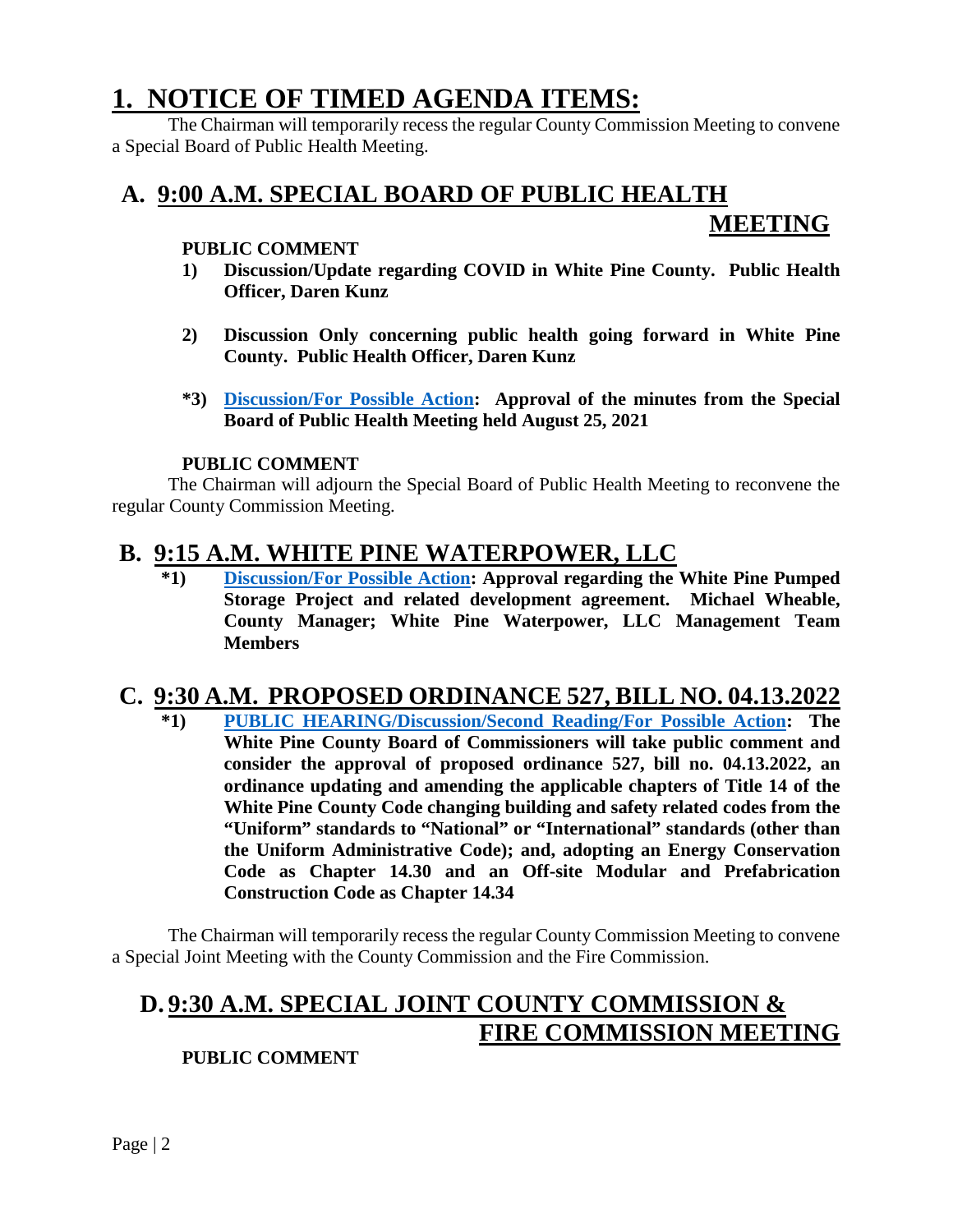# 1. NOTICE OF TIMED AGENDA ITEMS:

The Chairman will temporarily recess the regular County Commission Meeting to convene a Special Board of Public Health Meeting.

## A. 9:00 A.M. SPECIAL BOARD OF PUBLIC HEALTH MEETING

**PUBLIC COMMENT**

1) **Discussion/Update regarding COVID in White Pine County. Public Health Officer, Daren Kunz**

2) **Discussion Only concerning public health going forward in White Pine County. Public Health Officer, Daren Kunz**

*3) **Discussion/For Possible Action: Approval of the minutes from the Special Board of Public Health Meeting held August 25, 2021**

**PUBLIC COMMENT**

The Chairman will adjourn the Special Board of Public Health Meeting to reconvene the regular County Commission Meeting.

## B. 9:15 A.M. WHITE PINE WATERPOWER, LLC

*1) **Discussion/For Possible Action: Approval regarding the White Pine Pumped Storage Project and related development agreement. Michael Wheable, County Manager; White Pine Waterpower, LLC Management Team Members**

## C. 9:30 A.M. PROPOSED ORDINANCE 527, BILL NO. 04.13.2022

*1) **PUBLIC HEARING/Discussion/Second Reading/For Possible Action: The White Pine County Board of Commissioners will take public comment and consider the approval of proposed ordinance 527, bill no. 04.13.2022, an ordinance updating and amending the applicable chapters of Title 14 of the White Pine County Code changing building and safety related codes from the "Uniform" standards to "National" or "International" standards (other than the Uniform Administrative Code); and, adopting an Energy Conservation Code as Chapter 14.30 and an Off-site Modular and Prefabrication Construction Code as Chapter 14.34**

The Chairman will temporarily recess the regular County Commission Meeting to convene a Special Joint Meeting with the County Commission and the Fire Commission.

## D. 9:30 A.M. SPECIAL JOINT COUNTY COMMISSION & FIRE COMMISSION MEETING

**PUBLIC COMMENT**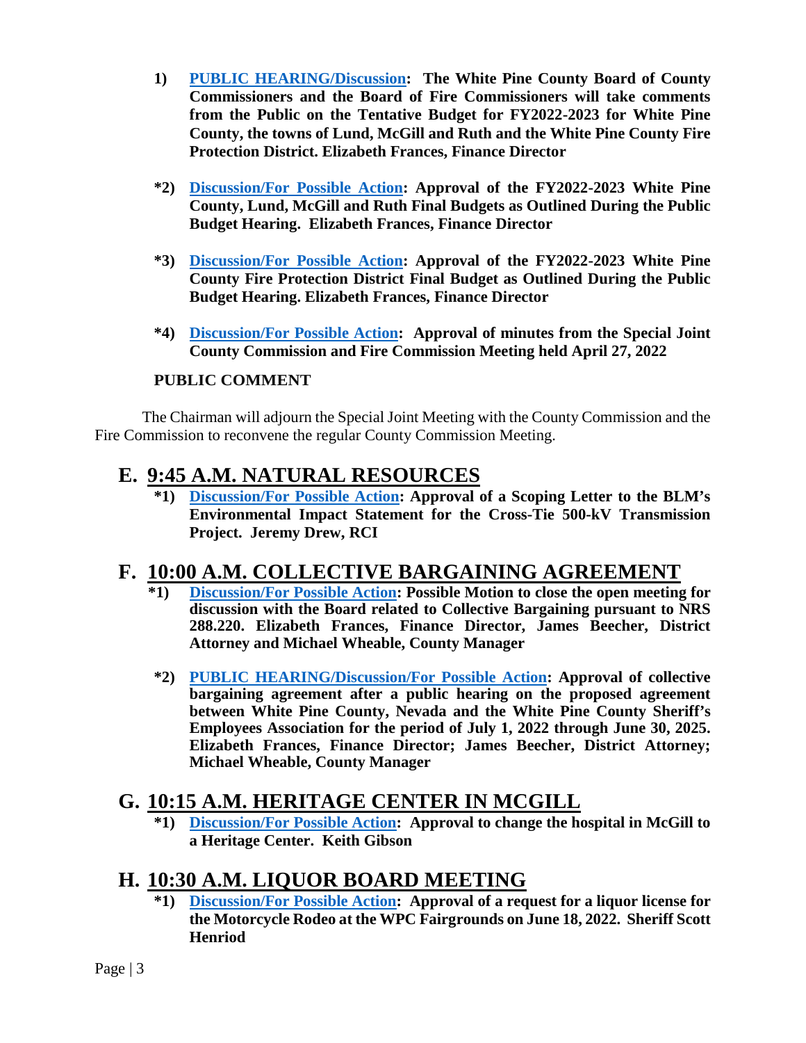1) **PUBLIC HEARING/Discussion: The White Pine County Board of County Commissioners and the Board of Fire Commissioners will take comments from the Public on the Tentative Budget for FY2022-2023 for White Pine County, the towns of Lund, McGill and Ruth and the White Pine County Fire Protection District. Elizabeth Frances, Finance Director**

*2) **Discussion/For Possible Action: Approval of the FY2022-2023 White Pine County, Lund, McGill and Ruth Final Budgets as Outlined During the Public Budget Hearing. Elizabeth Frances, Finance Director**

*3) **Discussion/For Possible Action: Approval of the FY2022-2023 White Pine County Fire Protection District Final Budget as Outlined During the Public Budget Hearing. Elizabeth Frances, Finance Director**

*4) **Discussion/For Possible Action: Approval of minutes from the Special Joint County Commission and Fire Commission Meeting held April 27, 2022**

**PUBLIC COMMENT**

The Chairman will adjourn the Special Joint Meeting with the County Commission and the Fire Commission to reconvene the regular County Commission Meeting.

## E. 9:45 A.M. NATURAL RESOURCES

*1) **Discussion/For Possible Action: Approval of a Scoping Letter to the BLM's Environmental Impact Statement for the Cross-Tie 500-kV Transmission Project. Jeremy Drew, RCI**

## F. 10:00 A.M. COLLECTIVE BARGAINING AGREEMENT

*1) **Discussion/For Possible Action: Possible Motion to close the open meeting for discussion with the Board related to Collective Bargaining pursuant to NRS 288.220. Elizabeth Frances, Finance Director, James Beecher, District Attorney and Michael Wheable, County Manager**

*2) **PUBLIC HEARING/Discussion/For Possible Action: Approval of collective bargaining agreement after a public hearing on the proposed agreement between White Pine County, Nevada and the White Pine County Sheriff's Employees Association for the period of July 1, 2022 through June 30, 2025. Elizabeth Frances, Finance Director; James Beecher, District Attorney; Michael Wheable, County Manager**

## G. 10:15 A.M. HERITAGE CENTER IN MCGILL

*1) **Discussion/For Possible Action: Approval to change the hospital in McGill to a Heritage Center. Keith Gibson**

## H. 10:30 A.M. LIQUOR BOARD MEETING

*1) **Discussion/For Possible Action: Approval of a request for a liquor license for the Motorcycle Rodeo at the WPC Fairgrounds on June 18, 2022. Sheriff Scott Henriod**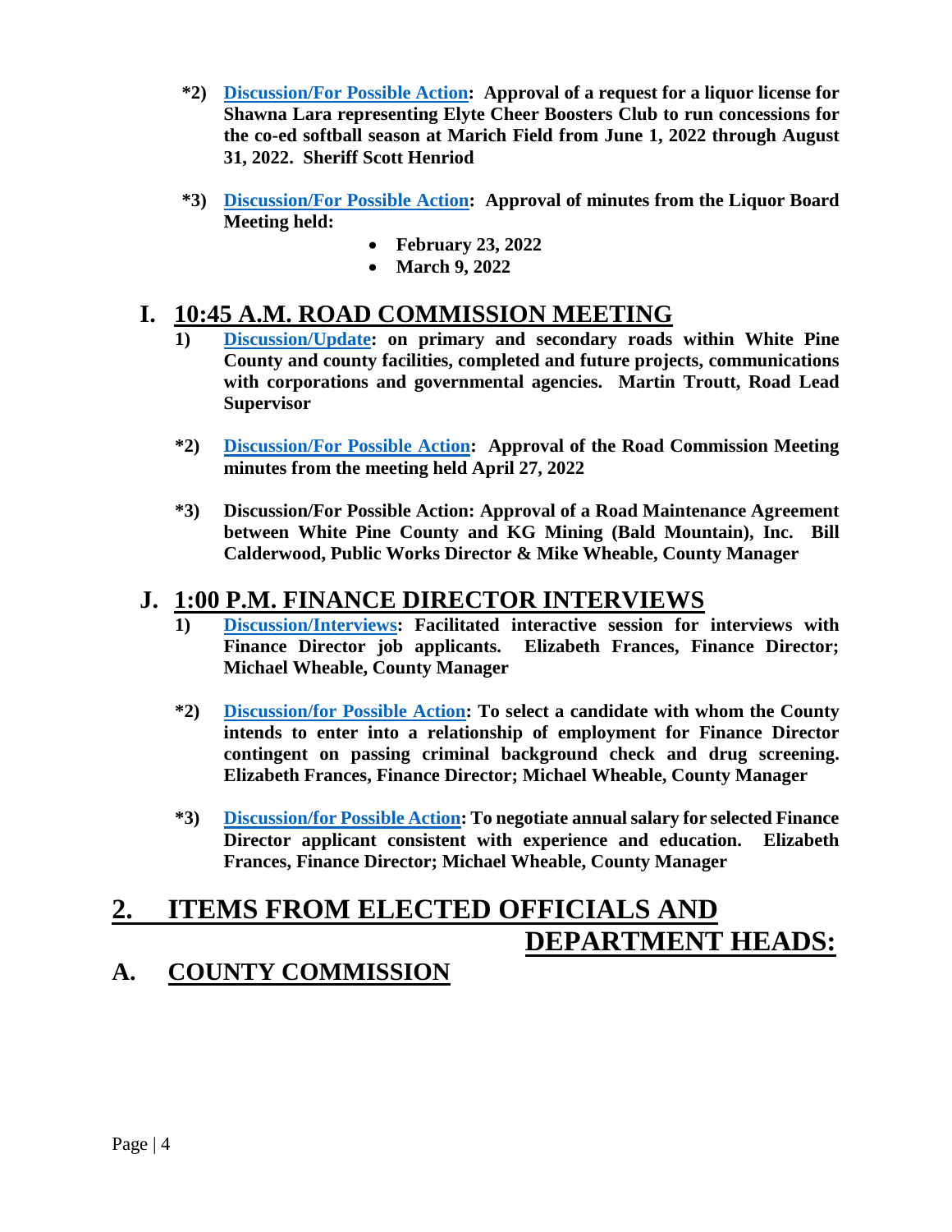**\*2) Discussion/For Possible Action: Approval of a request for a liquor license for Shawna Lara representing Elyte Cheer Boosters Club to run concessions for the co-ed softball season at Marich Field from June 1, 2022 through August 31, 2022. Sheriff Scott Henriod**

**\*3) Discussion/For Possible Action: Approval of minutes from the Liquor Board Meeting held:**

- **February 23, 2022**
- **March 9, 2022**

## I. 10:45 A.M. ROAD COMMISSION MEETING

**1) Discussion/Update: on primary and secondary roads within White Pine County and county facilities, completed and future projects, communications with corporations and governmental agencies. Martin Troutt, Road Lead Supervisor**

**\*2) Discussion/For Possible Action: Approval of the Road Commission Meeting minutes from the meeting held April 27, 2022**

**\*3) Discussion/For Possible Action: Approval of a Road Maintenance Agreement between White Pine County and KG Mining (Bald Mountain), Inc. Bill Calderwood, Public Works Director & Mike Wheable, County Manager**

## J. 1:00 P.M. FINANCE DIRECTOR INTERVIEWS

**1) Discussion/Interviews: Facilitated interactive session for interviews with Finance Director job applicants. Elizabeth Frances, Finance Director; Michael Wheable, County Manager**

**\*2) Discussion/for Possible Action: To select a candidate with whom the County intends to enter into a relationship of employment for Finance Director contingent on passing criminal background check and drug screening. Elizabeth Frances, Finance Director; Michael Wheable, County Manager**

**\*3) Discussion/for Possible Action: To negotiate annual salary for selected Finance Director applicant consistent with experience and education. Elizabeth Frances, Finance Director; Michael Wheable, County Manager**

# 2. ITEMS FROM ELECTED OFFICIALS AND DEPARTMENT HEADS:

## A. COUNTY COMMISSION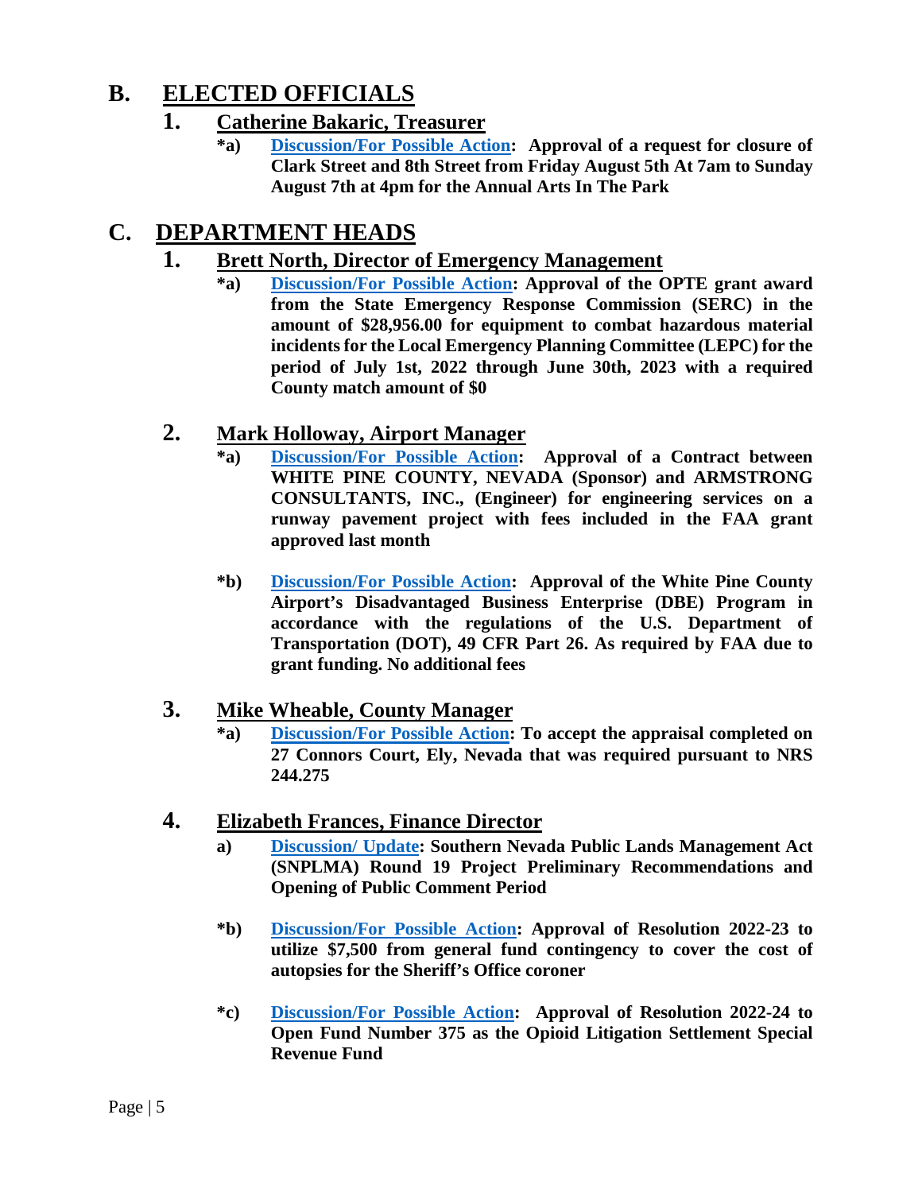# B. ELECTED OFFICIALS

## 1. Catherine Bakaric, Treasurer

**\*a) Discussion/For Possible Action: Approval of a request for closure of Clark Street and 8th Street from Friday August 5th At 7am to Sunday August 7th at 4pm for the Annual Arts In The Park**

# C. DEPARTMENT HEADS

## 1. Brett North, Director of Emergency Management

**\*a) Discussion/For Possible Action: Approval of the OPTE grant award from the State Emergency Response Commission (SERC) in the amount of $28,956.00 for equipment to combat hazardous material incidents for the Local Emergency Planning Committee (LEPC) for the period of July 1st, 2022 through June 30th, 2023 with a required County match amount of $0**

## 2. Mark Holloway, Airport Manager

**\*a) Discussion/For Possible Action: Approval of a Contract between WHITE PINE COUNTY, NEVADA (Sponsor) and ARMSTRONG CONSULTANTS, INC., (Engineer) for engineering services on a runway pavement project with fees included in the FAA grant approved last month**

**\*b) Discussion/For Possible Action: Approval of the White Pine County Airport's Disadvantaged Business Enterprise (DBE) Program in accordance with the regulations of the U.S. Department of Transportation (DOT), 49 CFR Part 26. As required by FAA due to grant funding. No additional fees**

## 3. Mike Wheable, County Manager

**\*a) Discussion/For Possible Action: To accept the appraisal completed on 27 Connors Court, Ely, Nevada that was required pursuant to NRS 244.275**

## 4. Elizabeth Frances, Finance Director

**a) Discussion/ Update: Southern Nevada Public Lands Management Act (SNPLMA) Round 19 Project Preliminary Recommendations and Opening of Public Comment Period**

**\*b) Discussion/For Possible Action: Approval of Resolution 2022-23 to utilize $7,500 from general fund contingency to cover the cost of autopsies for the Sheriff's Office coroner**

**\*c) Discussion/For Possible Action: Approval of Resolution 2022-24 to Open Fund Number 375 as the Opioid Litigation Settlement Special Revenue Fund**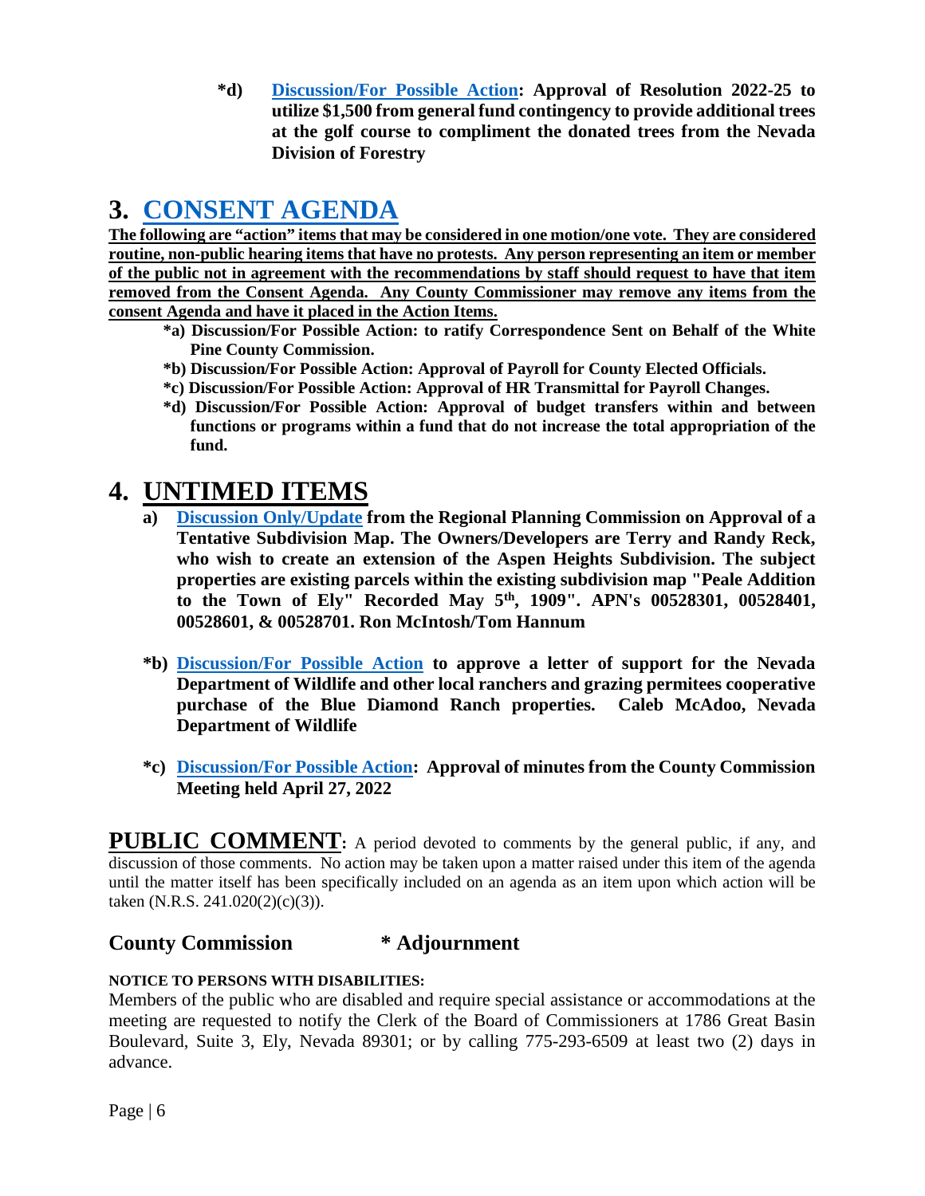**\*d) Discussion/For Possible Action: Approval of Resolution 2022-25 to utilize $1,500 from general fund contingency to provide additional trees at the golf course to compliment the donated trees from the Nevada Division of Forestry**

# 3. CONSENT AGENDA

**The following are "action" items that may be considered in one motion/one vote. They are considered routine, non-public hearing items that have no protests. Any person representing an item or member of the public not in agreement with the recommendations by staff should request to have that item removed from the Consent Agenda. Any County Commissioner may remove any items from the consent Agenda and have it placed in the Action Items.**

- **\*a) Discussion/For Possible Action: to ratify Correspondence Sent on Behalf of the White Pine County Commission.**
- **\*b) Discussion/For Possible Action: Approval of Payroll for County Elected Officials.**
- **\*c) Discussion/For Possible Action: Approval of HR Transmittal for Payroll Changes.**
- **\*d) Discussion/For Possible Action: Approval of budget transfers within and between functions or programs within a fund that do not increase the total appropriation of the fund.**

# 4. UNTIMED ITEMS

**a) Discussion Only/Update from the Regional Planning Commission on Approval of a Tentative Subdivision Map. The Owners/Developers are Terry and Randy Reck, who wish to create an extension of the Aspen Heights Subdivision. The subject properties are existing parcels within the existing subdivision map "Peale Addition to the Town of Ely" Recorded May 5th, 1909". APN's 00528301, 00528401, 00528601, & 00528701. Ron McIntosh/Tom Hannum**

**\*b) Discussion/For Possible Action to approve a letter of support for the Nevada Department of Wildlife and other local ranchers and grazing permitees cooperative purchase of the Blue Diamond Ranch properties. Caleb McAdoo, Nevada Department of Wildlife**

**\*c) Discussion/For Possible Action: Approval of minutes from the County Commission Meeting held April 27, 2022**

**PUBLIC COMMENT**: A period devoted to comments by the general public, if any, and discussion of those comments. No action may be taken upon a matter raised under this item of the agenda until the matter itself has been specifically included on an agenda as an item upon which action will be taken (N.R.S. 241.020(2)(c)(3)).

## County Commission * Adjournment

**NOTICE TO PERSONS WITH DISABILITIES:**

Members of the public who are disabled and require special assistance or accommodations at the meeting are requested to notify the Clerk of the Board of Commissioners at 1786 Great Basin Boulevard, Suite 3, Ely, Nevada 89301; or by calling 775-293-6509 at least two (2) days in advance.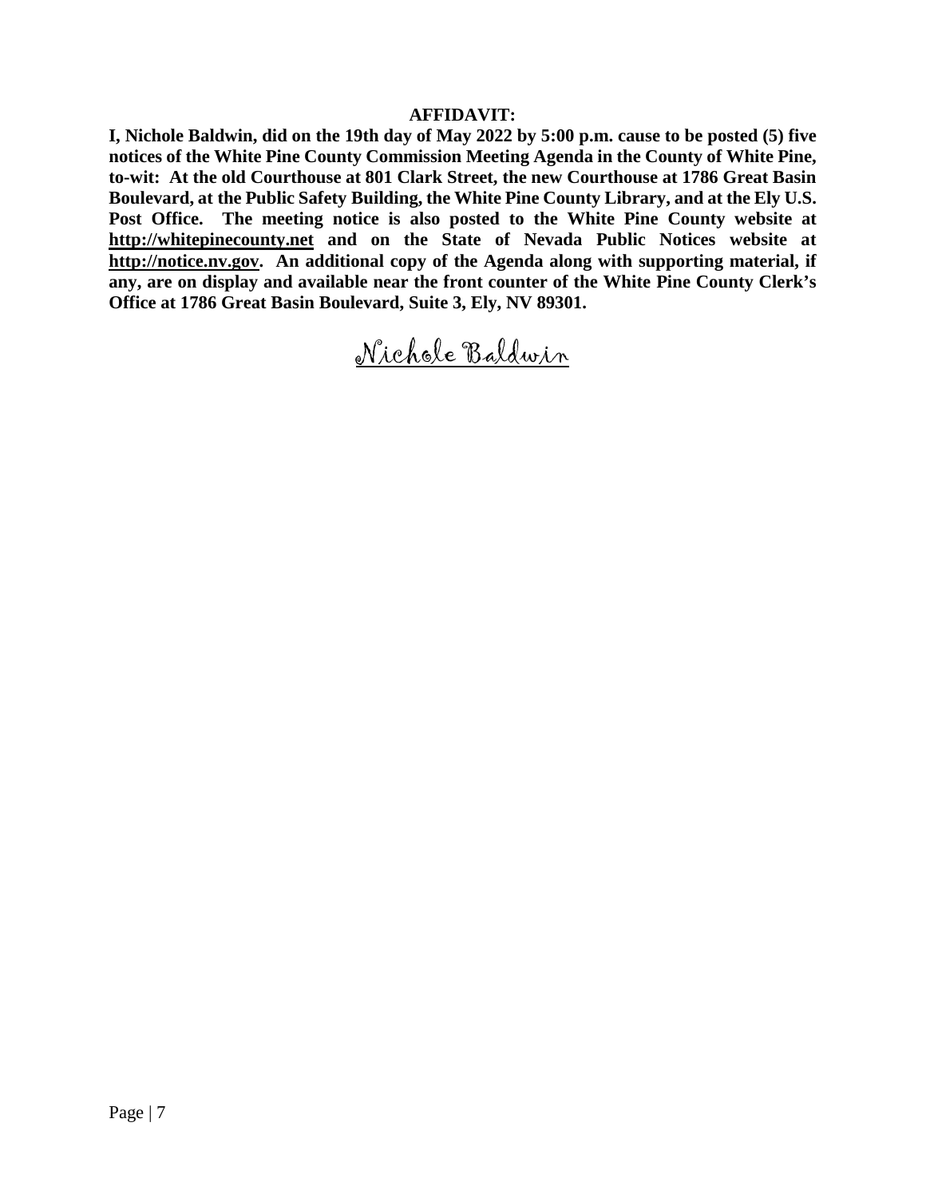**AFFIDAVIT:**

**I, Nichole Baldwin, did on the 19th day of May 2022 by 5:00 p.m. cause to be posted (5) five notices of the White Pine County Commission Meeting Agenda in the County of White Pine, to-wit: At the old Courthouse at 801 Clark Street, the new Courthouse at 1786 Great Basin Boulevard, at the Public Safety Building, the White Pine County Library, and at the Ely U.S. Post Office. The meeting notice is also posted to the White Pine County website at http://whitepinecounty.net and on the State of Nevada Public Notices website at http://notice.nv.gov. An additional copy of the Agenda along with supporting material, if any, are on display and available near the front counter of the White Pine County Clerk's Office at 1786 Great Basin Boulevard, Suite 3, Ely, NV 89301.**

Nichole Baldwin